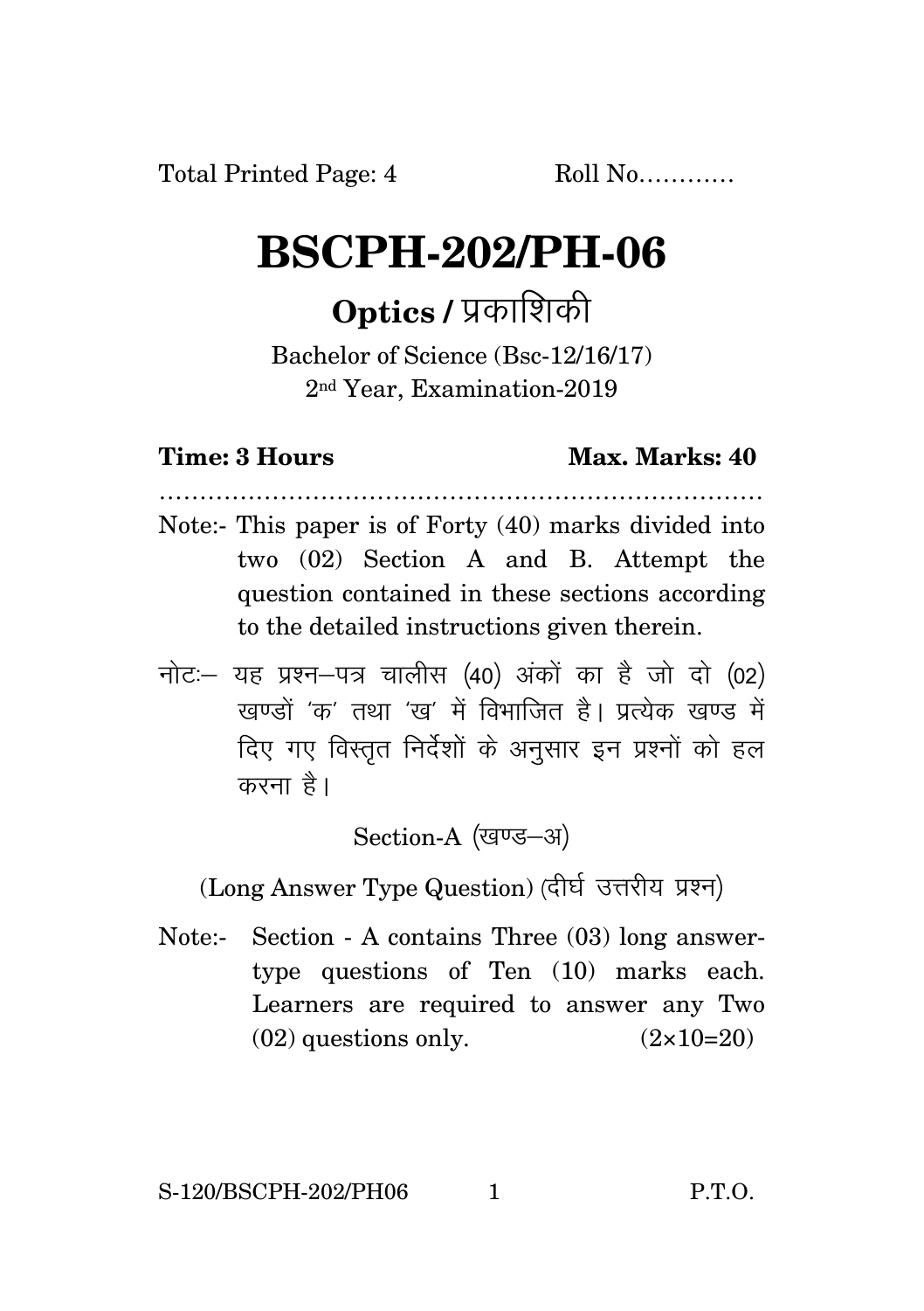Total Printed Page: 4 Roll No............

# BSCPH-202/PH-06

## Optics / प्रकाशिकी

Bachelor of Science (Bsc-12/16/17)
2nd Year, Examination-2019

**Time: 3 Hours** **Max. Marks: 40**

.............................................................................

Note:- This paper is of Forty (40) marks divided into two (02) Section A and B. Attempt the question contained in these sections according to the detailed instructions given therein.

नोटः– यह प्रश्न–पत्र चालीस (40) अंकों का है जो दो (02) खण्डों 'क' तथा 'ख' में विभाजित है। प्रत्येक खण्ड में दिए गए विस्तृत निर्देशों के अनुसार इन प्रश्नों को हल करना है।

Section-A (खण्ड–अ)

(Long Answer Type Question) (दीर्घ उत्तरीय प्रश्न)

Note:- Section - A contains Three (03) long answer-type questions of Ten (10) marks each. Learners are required to answer any Two (02) questions only. $(2\times10=20)$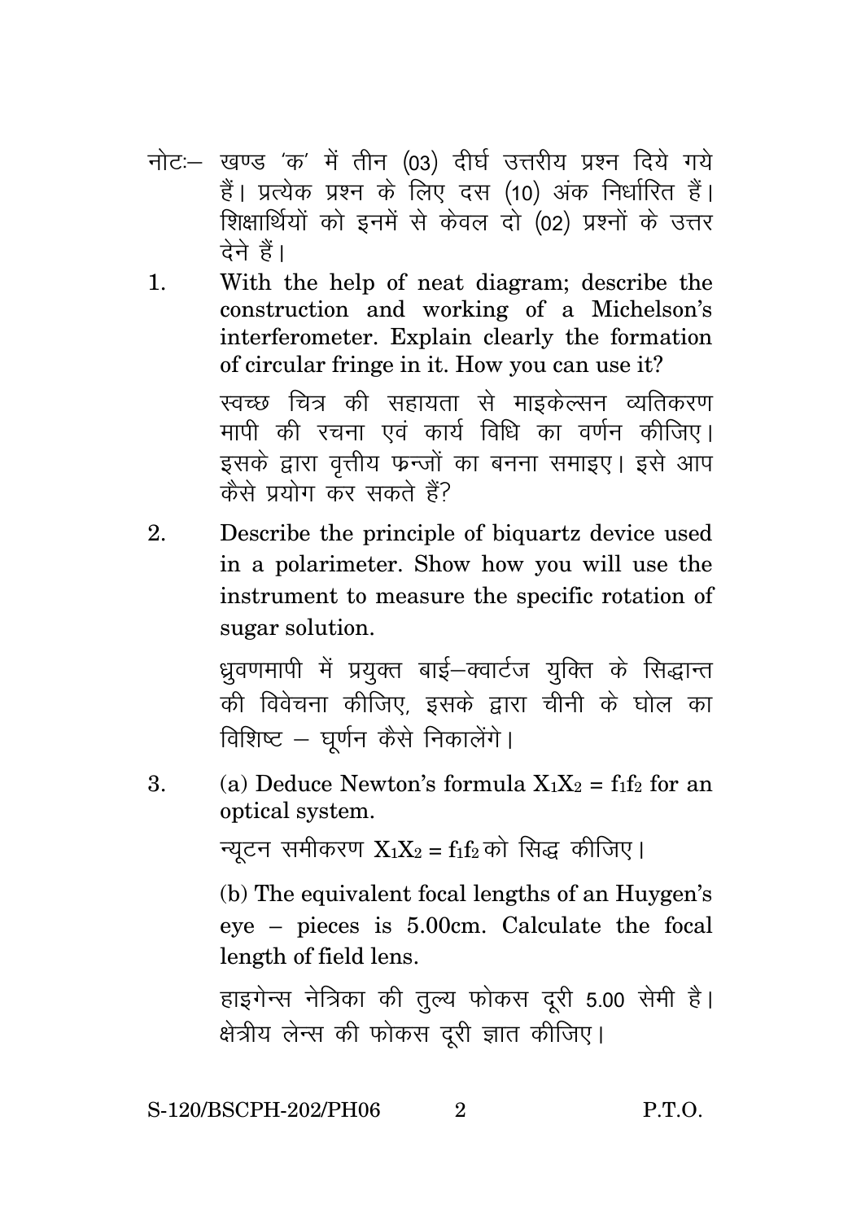नोटः– खण्ड 'क' में तीन (03) दीर्घ उत्तरीय प्रश्न दिये गये हैं। प्रत्येक प्रश्न के लिए दस (10) अंक निर्धारित हैं। शिक्षार्थियों को इनमें से केवल दो (02) प्रश्नों के उत्तर देने हैं।

1. With the help of neat diagram; describe the construction and working of a Michelson's interferometer. Explain clearly the formation of circular fringe in it. How you can use it?

   स्वच्छ चित्र की सहायता से माइकेल्सन व्यतिकरण मापी की रचना एवं कार्य विधि का वर्णन कीजिए। इसके द्वारा वृत्तीय फ्रन्जों का बनना समाइए। इसे आप कैसे प्रयोग कर सकते हैं?

2. Describe the principle of biquartz device used in a polarimeter. Show how you will use the instrument to measure the specific rotation of sugar solution.

   ध्रुवणमापी में प्रयुक्त बाई–क्वार्टज युक्ति के सिद्धान्त की विवेचना कीजिए, इसके द्वारा चीनी के घोल का विशिष्ट – घूर्णन कैसे निकालेंगे।

3. (a) Deduce Newton's formula $X_1X_2 = f_1f_2$ for an optical system.

   न्यूटन समीकरण $X_1X_2 = f_1f_2$ को सिद्ध कीजिए।

   (b) The equivalent focal lengths of an Huygen's eye – pieces is 5.00cm. Calculate the focal length of field lens.

   हाइगेन्स नेत्रिका की तुल्य फोकस दूरी 5.00 सेमी है। क्षेत्रीय लेन्स की फोकस दूरी ज्ञात कीजिए।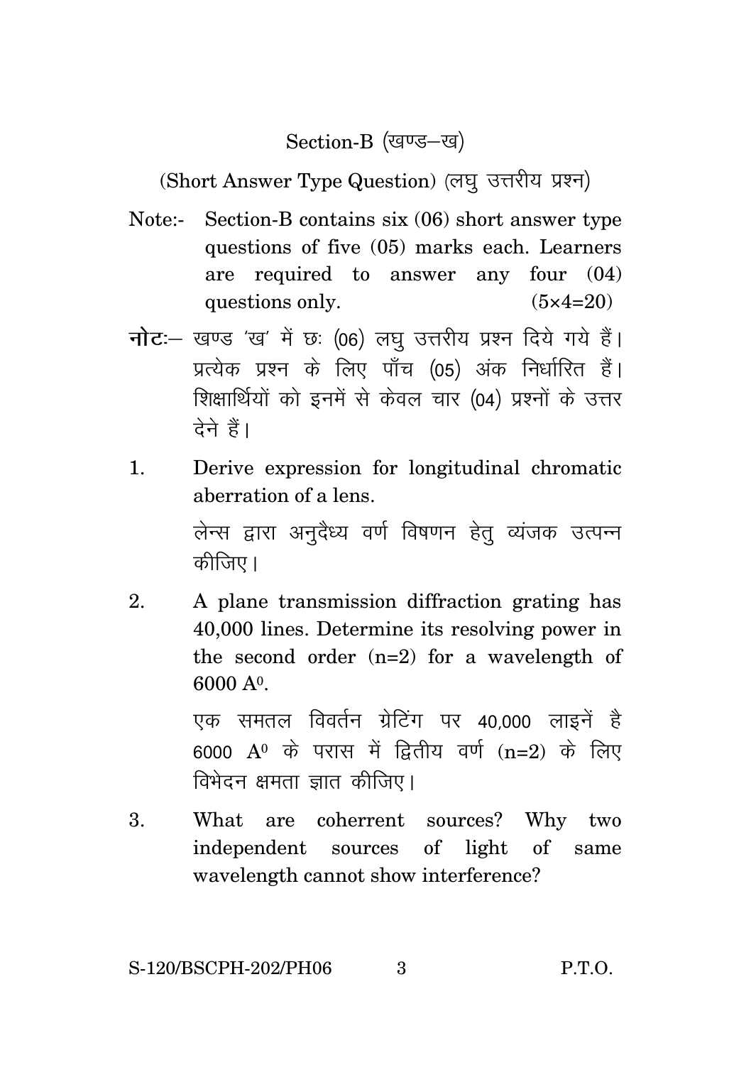## Section-B (खण्ड–ख)

(Short Answer Type Question) (लघु उत्तरीय प्रश्न)

Note:- Section-B contains six (06) short answer type questions of five (05) marks each. Learners are required to answer any four (04) questions only. (5×4=20)

**नोटः**– खण्ड 'ख' में छः (06) लघु उत्तरीय प्रश्न दिये गये हैं। प्रत्येक प्रश्न के लिए पाँच (05) अंक निर्धारित हैं। शिक्षार्थियों को इनमें से केवल चार (04) प्रश्नों के उत्तर देने हैं।

1. Derive expression for longitudinal chromatic aberration of a lens.

   लेन्स द्वारा अनुदैध्य वर्ण विषणन हेतु व्यंजक उत्पन्न कीजिए।

2. A plane transmission diffraction grating has 40,000 lines. Determine its resolving power in the second order (n=2) for a wavelength of 6000 $A^0$.

   एक समतल विवर्तन ग्रेटिंग पर 40,000 लाइनें है 6000 $A^0$ के परास में द्वितीय वर्ण (n=2) के लिए विभेदन क्षमता ज्ञात कीजिए।

3. What are coherrent sources? Why two independent sources of light of same wavelength cannot show interference?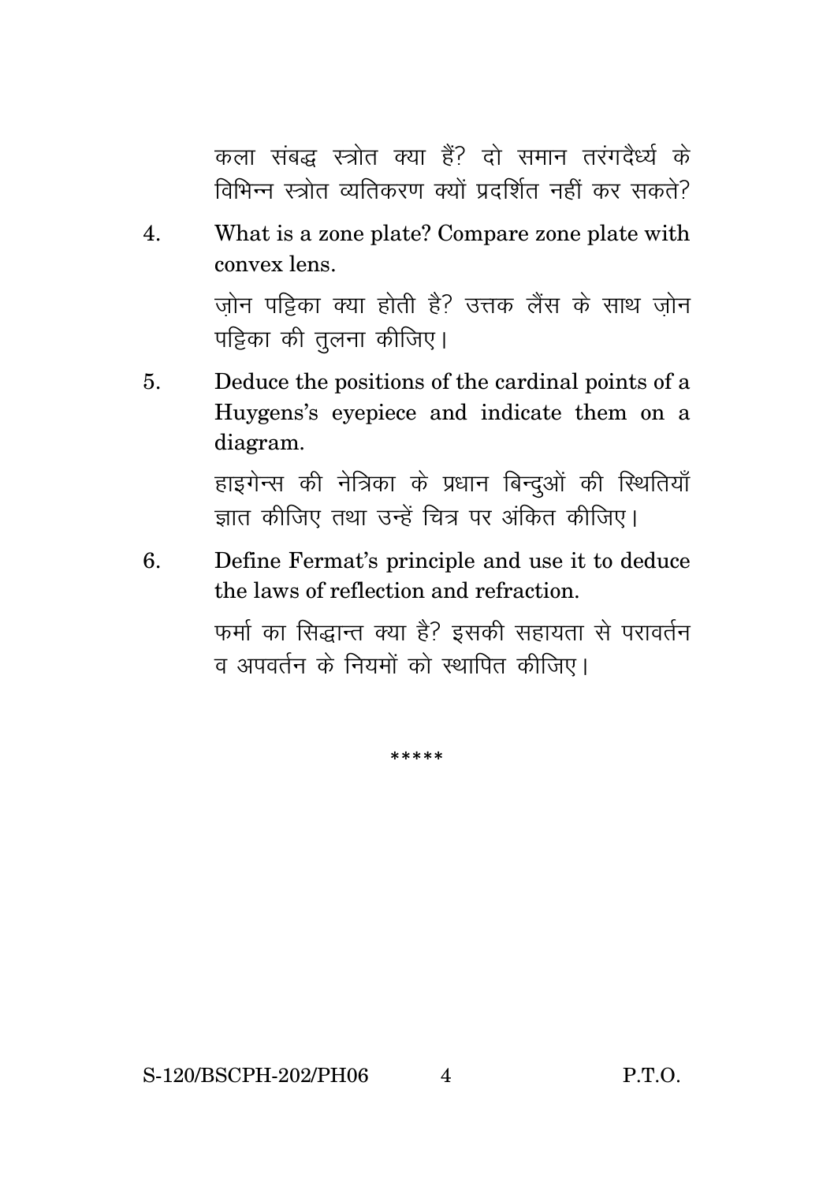कला संबद्ध स्त्रोत क्या हैं? दो समान तरंगदैर्ध्य के विभिन्न स्त्रोत व्यतिकरण क्यों प्रदर्शित नहीं कर सकते?

4. What is a zone plate? Compare zone plate with convex lens.

   ज़ोन पट्टिका क्या होती है? उत्तक लैंस के साथ ज़ोन पट्टिका की तुलना कीजिए।

5. Deduce the positions of the cardinal points of a Huygens's eyepiece and indicate them on a diagram.

   हाइगेन्स की नेत्रिका के प्रधान बिन्दुओं की स्थितियाँ ज्ञात कीजिए तथा उन्हें चित्र पर अंकित कीजिए।

6. Define Fermat's principle and use it to deduce the laws of reflection and refraction.

   फर्मा का सिद्धान्त क्या है? इसकी सहायता से परावर्तन व अपवर्तन के नियमों को स्थापित कीजिए।

*****